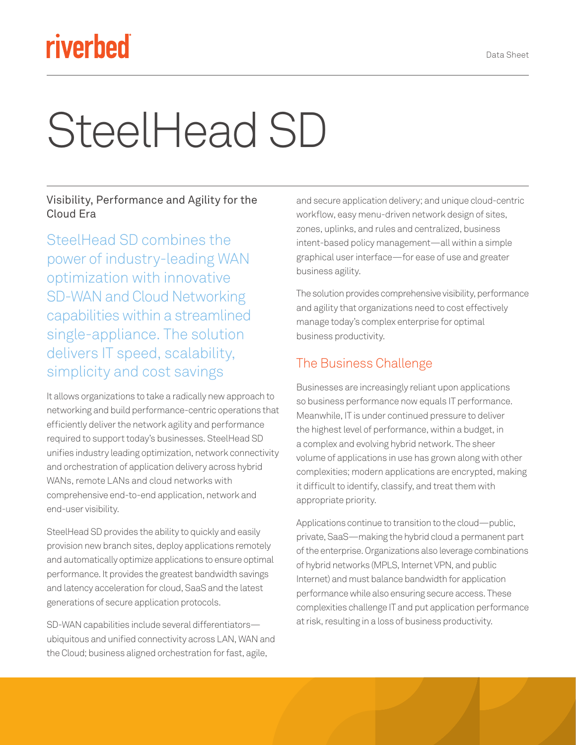riverbed

Data Sheet

# SteelHead SD

Visibility, Performance and Agility for the Cloud Era

SteelHead SD combines the power of industry-leading WAN optimization with innovative SD-WAN and Cloud Networking capabilities within a streamlined single-appliance. The solution delivers IT speed, scalability, simplicity and cost savings

It allows organizations to take a radically new approach to networking and build performance-centric operations that efficiently deliver the network agility and performance required to support today's businesses. SteelHead SD unifies industry leading optimization, network connectivity and orchestration of application delivery across hybrid WANs, remote LANs and cloud networks with comprehensive end-to-end application, network and end-user visibility.

SteelHead SD provides the ability to quickly and easily provision new branch sites, deploy applications remotely and automatically optimize applications to ensure optimal performance. It provides the greatest bandwidth savings and latency acceleration for cloud, SaaS and the latest generations of secure application protocols.

SD-WAN capabilities include several differentiators—ubiquitous and unified connectivity across LAN, WAN and the Cloud; business aligned orchestration for fast, agile, and secure application delivery; and unique cloud-centric workflow, easy menu-driven network design of sites, zones, uplinks, and rules and centralized, business intent-based policy management—all within a simple graphical user interface—for ease of use and greater business agility.

The solution provides comprehensive visibility, performance and agility that organizations need to cost effectively manage today's complex enterprise for optimal business productivity.

## The Business Challenge

Businesses are increasingly reliant upon applications so business performance now equals IT performance. Meanwhile, IT is under continued pressure to deliver the highest level of performance, within a budget, in a complex and evolving hybrid network. The sheer volume of applications in use has grown along with other complexities; modern applications are encrypted, making it difficult to identify, classify, and treat them with appropriate priority.

Applications continue to transition to the cloud—public, private, SaaS—making the hybrid cloud a permanent part of the enterprise. Organizations also leverage combinations of hybrid networks (MPLS, Internet VPN, and public Internet) and must balance bandwidth for application performance while also ensuring secure access. These complexities challenge IT and put application performance at risk, resulting in a loss of business productivity.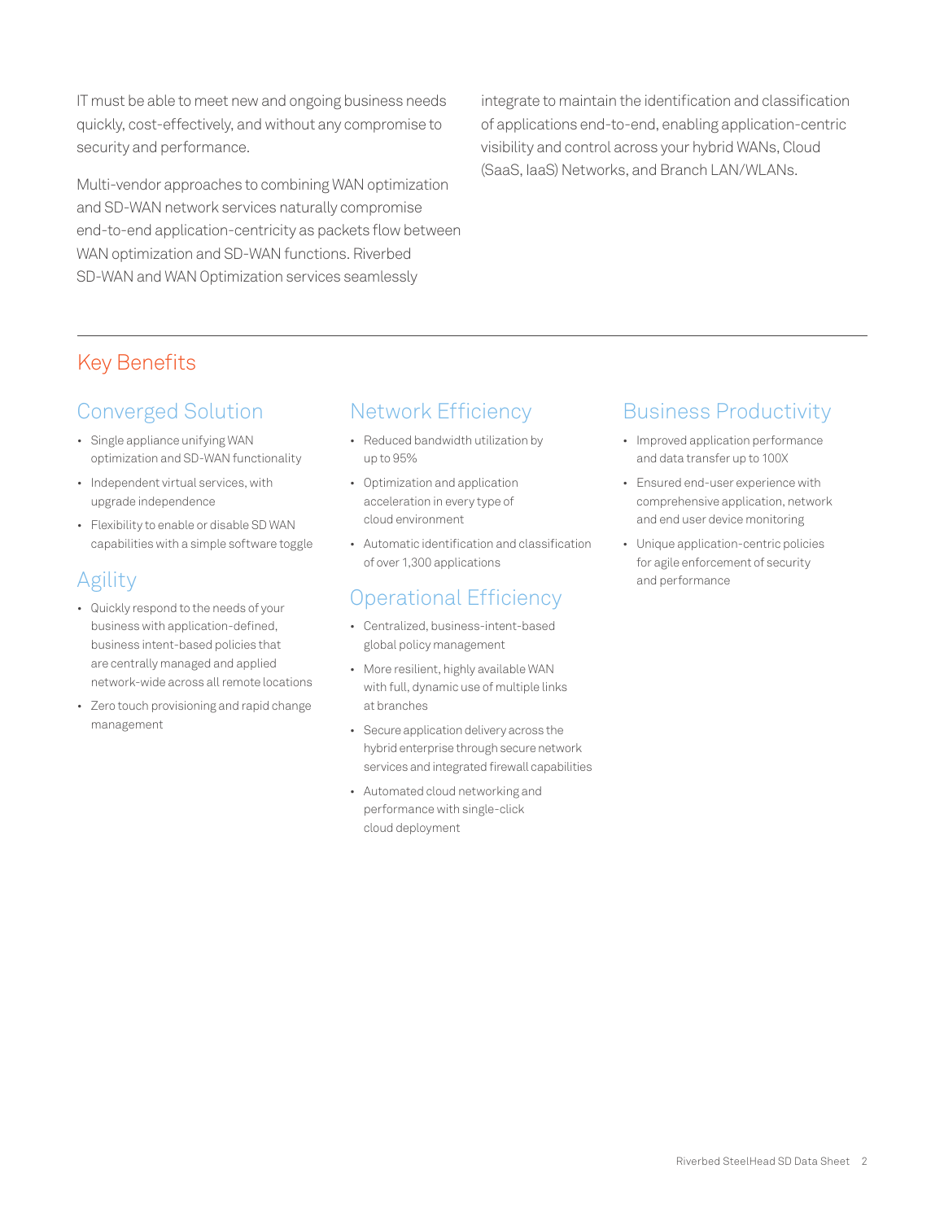IT must be able to meet new and ongoing business needs quickly, cost-effectively, and without any compromise to security and performance.

Multi-vendor approaches to combining WAN optimization and SD-WAN network services naturally compromise end-to-end application-centricity as packets flow between WAN optimization and SD-WAN functions. Riverbed SD-WAN and WAN Optimization services seamlessly integrate to maintain the identification and classification of applications end-to-end, enabling application-centric visibility and control across your hybrid WANs, Cloud (SaaS, IaaS) Networks, and Branch LAN/WLANs.

## Key Benefits

### Converged Solution

- Single appliance unifying WAN optimization and SD-WAN functionality
- Independent virtual services, with upgrade independence
- Flexibility to enable or disable SD WAN capabilities with a simple software toggle

### Agility

- Quickly respond to the needs of your business with application-defined, business intent-based policies that are centrally managed and applied network-wide across all remote locations
- Zero touch provisioning and rapid change management

### Network Efficiency

- Reduced bandwidth utilization by up to 95%
- Optimization and application acceleration in every type of cloud environment
- Automatic identification and classification of over 1,300 applications

### Operational Efficiency

- Centralized, business-intent-based global policy management
- More resilient, highly available WAN with full, dynamic use of multiple links at branches
- Secure application delivery across the hybrid enterprise through secure network services and integrated firewall capabilities
- Automated cloud networking and performance with single-click cloud deployment

### Business Productivity

- Improved application performance and data transfer up to 100X
- Ensured end-user experience with comprehensive application, network and end user device monitoring
- Unique application-centric policies for agile enforcement of security and performance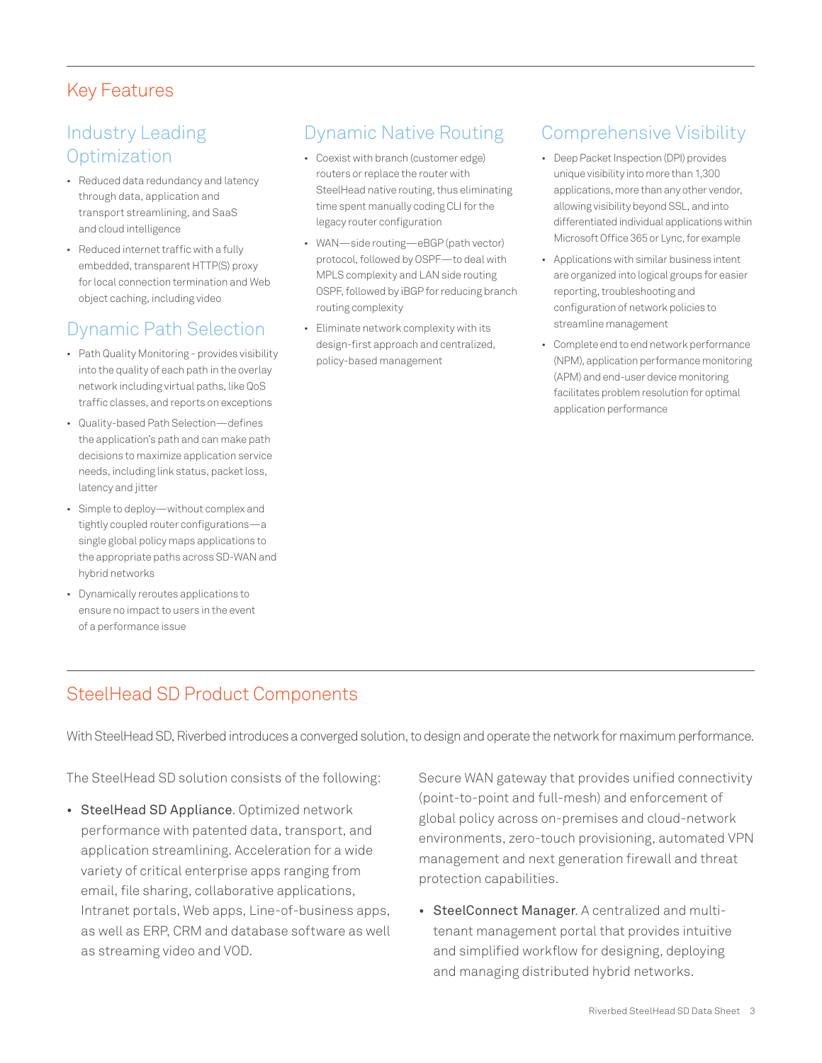## Key Features

### Industry Leading Optimization

- Reduced data redundancy and latency through data, application and transport streamlining, and SaaS and cloud intelligence
- Reduced internet traffic with a fully embedded, transparent HTTP(S) proxy for local connection termination and Web object caching, including video

### Dynamic Path Selection

- Path Quality Monitoring - provides visibility into the quality of each path in the overlay network including virtual paths, like QoS traffic classes, and reports on exceptions
- Quality-based Path Selection—defines the application's path and can make path decisions to maximize application service needs, including link status, packet loss, latency and jitter
- Simple to deploy—without complex and tightly coupled router configurations—a single global policy maps applications to the appropriate paths across SD-WAN and hybrid networks
- Dynamically reroutes applications to ensure no impact to users in the event of a performance issue

### Dynamic Native Routing

- Coexist with branch (customer edge) routers or replace the router with SteelHead native routing, thus eliminating time spent manually coding CLI for the legacy router configuration
- WAN—side routing—eBGP (path vector) protocol, followed by OSPF—to deal with MPLS complexity and LAN side routing OSPF, followed by iBGP for reducing branch routing complexity
- Eliminate network complexity with its design-first approach and centralized, policy-based management

### Comprehensive Visibility

- Deep Packet Inspection (DPI) provides unique visibility into more than 1,300 applications, more than any other vendor, allowing visibility beyond SSL, and into differentiated individual applications within Microsoft Office 365 or Lync, for example
- Applications with similar business intent are organized into logical groups for easier reporting, troubleshooting and configuration of network policies to streamline management
- Complete end to end network performance (NPM), application performance monitoring (APM) and end-user device monitoring facilitates problem resolution for optimal application performance

## SteelHead SD Product Components

With SteelHead SD, Riverbed introduces a converged solution, to design and operate the network for maximum performance.

The SteelHead SD solution consists of the following:

- **SteelHead SD Appliance**. Optimized network performance with patented data, transport, and application streamlining. Acceleration for a wide variety of critical enterprise apps ranging from email, file sharing, collaborative applications, Intranet portals, Web apps, Line-of-business apps, as well as ERP, CRM and database software as well as streaming video and VOD.

  Secure WAN gateway that provides unified connectivity (point-to-point and full-mesh) and enforcement of global policy across on-premises and cloud-network environments, zero-touch provisioning, automated VPN management and next generation firewall and threat protection capabilities.

- **SteelConnect Manager**. A centralized and multi-tenant management portal that provides intuitive and simplified workflow for designing, deploying and managing distributed hybrid networks.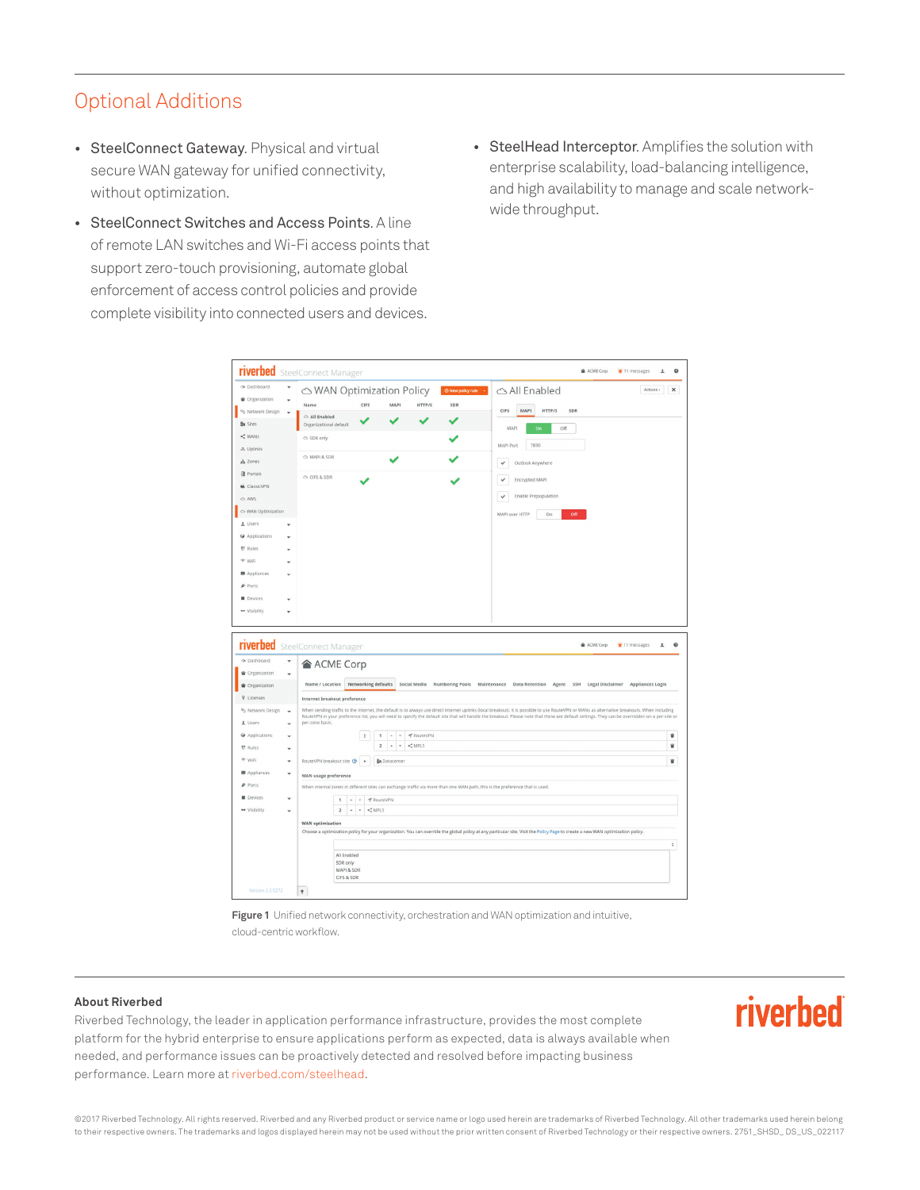## Optional Additions

- **SteelConnect Gateway.** Physical and virtual secure WAN gateway for unified connectivity, without optimization.
- **SteelConnect Switches and Access Points.** A line of remote LAN switches and Wi-Fi access points that support zero-touch provisioning, automate global enforcement of access control policies and provide complete visibility into connected users and devices.
- **SteelHead Interceptor.** Amplifies the solution with enterprise scalability, load-balancing intelligence, and high availability to manage and scale network-wide throughput.

**Figure 1** Unified network connectivity, orchestration and WAN optimization and intuitive, cloud-centric workflow.

**About Riverbed**

Riverbed Technology, the leader in application performance infrastructure, provides the most complete platform for the hybrid enterprise to ensure applications perform as expected, data is always available when needed, and performance issues can be proactively detected and resolved before impacting business performance. Learn more at riverbed.com/steelhead.

©2017 Riverbed Technology. All rights reserved. Riverbed and any Riverbed product or service name or logo used herein are trademarks of Riverbed Technology. All other trademarks used herein belong to their respective owners. The trademarks and logos displayed herein may not be used without the prior written consent of Riverbed Technology or their respective owners. 2751_SHSD_ DS_US_022117